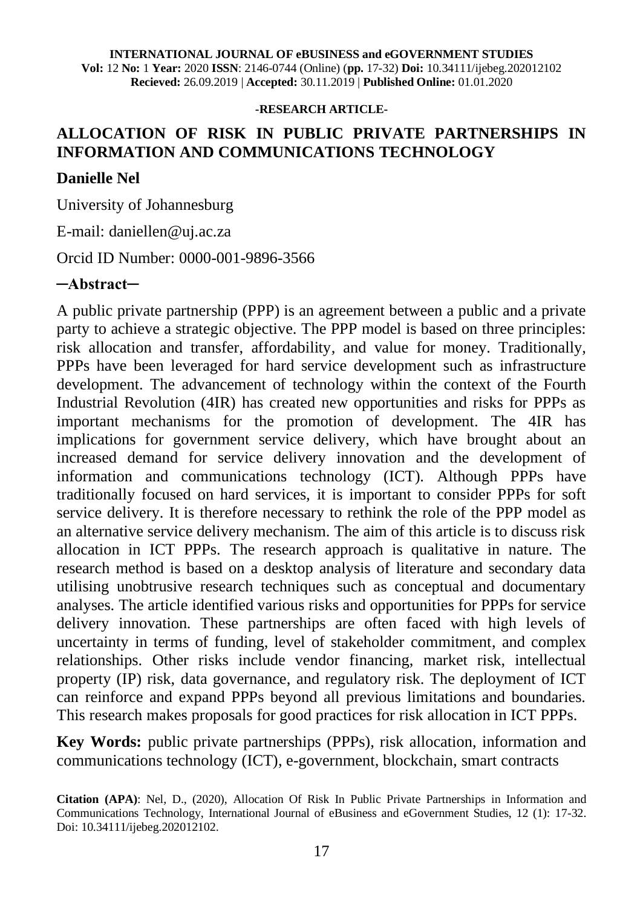**INTERNATIONAL JOURNAL OF eBUSINESS and eGOVERNMENT STUDIES**
**Vol:** 12 **No:** 1 **Year:** 2020 **ISSN**: 2146-0744 (Online) (**pp.** 17-32) **Doi:** 10.34111/ijebeg.202012102
**Recieved:** 26.09.2019 | **Accepted:** 30.11.2019 | **Published Online:** 01.01.2020

**-RESEARCH ARTICLE-**

# ALLOCATION OF RISK IN PUBLIC PRIVATE PARTNERSHIPS IN INFORMATION AND COMMUNICATIONS TECHNOLOGY

**Danielle Nel**

University of Johannesburg

E-mail: daniellen@uj.ac.za

Orcid ID Number: 0000-001-9896-3566

## ─Abstract─

A public private partnership (PPP) is an agreement between a public and a private party to achieve a strategic objective. The PPP model is based on three principles: risk allocation and transfer, affordability, and value for money. Traditionally, PPPs have been leveraged for hard service development such as infrastructure development. The advancement of technology within the context of the Fourth Industrial Revolution (4IR) has created new opportunities and risks for PPPs as important mechanisms for the promotion of development. The 4IR has implications for government service delivery, which have brought about an increased demand for service delivery innovation and the development of information and communications technology (ICT). Although PPPs have traditionally focused on hard services, it is important to consider PPPs for soft service delivery. It is therefore necessary to rethink the role of the PPP model as an alternative service delivery mechanism. The aim of this article is to discuss risk allocation in ICT PPPs. The research approach is qualitative in nature. The research method is based on a desktop analysis of literature and secondary data utilising unobtrusive research techniques such as conceptual and documentary analyses. The article identified various risks and opportunities for PPPs for service delivery innovation. These partnerships are often faced with high levels of uncertainty in terms of funding, level of stakeholder commitment, and complex relationships. Other risks include vendor financing, market risk, intellectual property (IP) risk, data governance, and regulatory risk. The deployment of ICT can reinforce and expand PPPs beyond all previous limitations and boundaries. This research makes proposals for good practices for risk allocation in ICT PPPs.

**Key Words:** public private partnerships (PPPs), risk allocation, information and communications technology (ICT), e-government, blockchain, smart contracts

**Citation (APA)**: Nel, D., (2020), Allocation Of Risk In Public Private Partnerships in Information and Communications Technology, International Journal of eBusiness and eGovernment Studies, 12 (1): 17-32. Doi: 10.34111/ijebeg.202012102.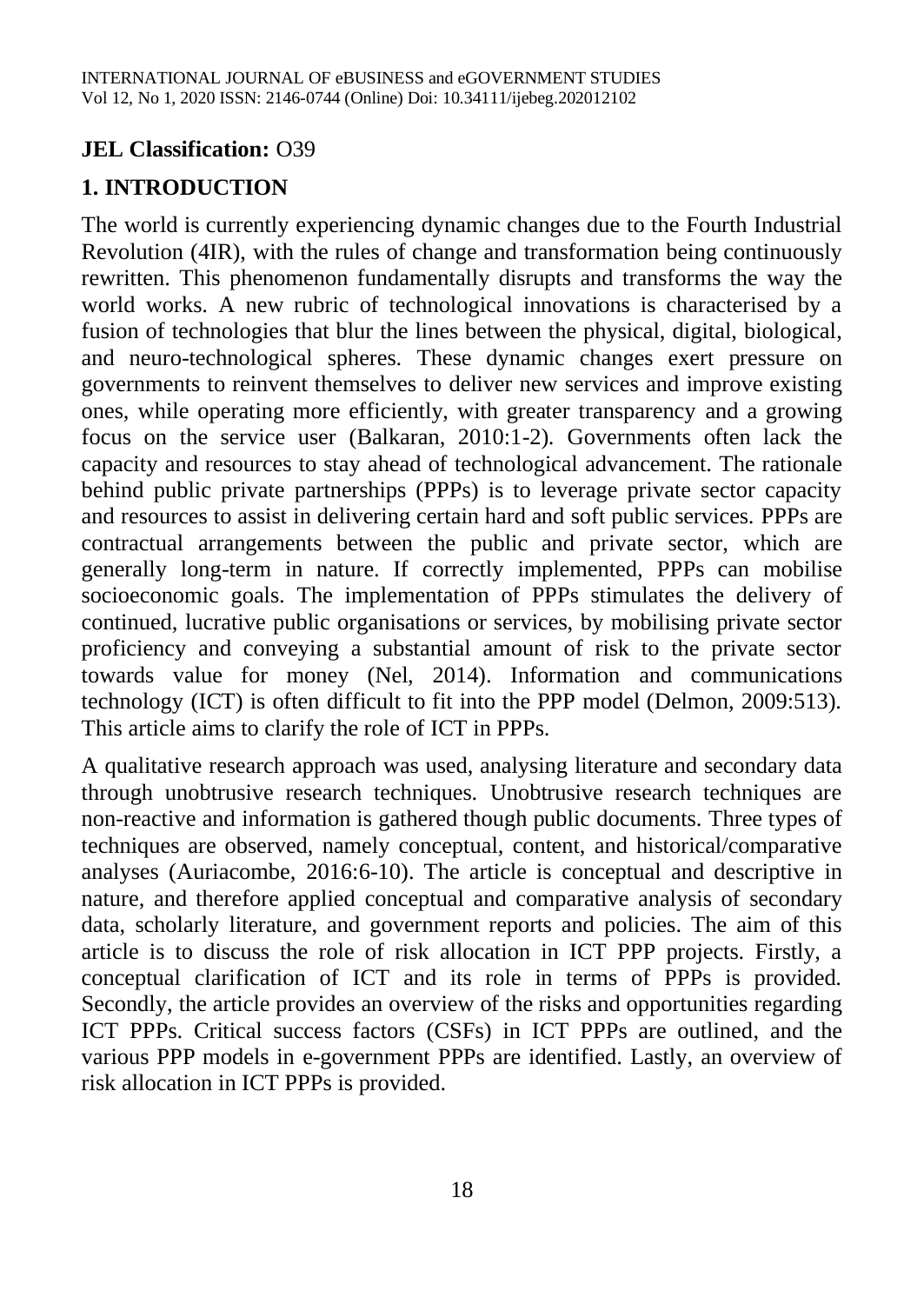**JEL Classification:** O39

## 1. INTRODUCTION

The world is currently experiencing dynamic changes due to the Fourth Industrial Revolution (4IR), with the rules of change and transformation being continuously rewritten. This phenomenon fundamentally disrupts and transforms the way the world works. A new rubric of technological innovations is characterised by a fusion of technologies that blur the lines between the physical, digital, biological, and neuro-technological spheres. These dynamic changes exert pressure on governments to reinvent themselves to deliver new services and improve existing ones, while operating more efficiently, with greater transparency and a growing focus on the service user (Balkaran, 2010:1-2). Governments often lack the capacity and resources to stay ahead of technological advancement. The rationale behind public private partnerships (PPPs) is to leverage private sector capacity and resources to assist in delivering certain hard and soft public services. PPPs are contractual arrangements between the public and private sector, which are generally long-term in nature. If correctly implemented, PPPs can mobilise socioeconomic goals. The implementation of PPPs stimulates the delivery of continued, lucrative public organisations or services, by mobilising private sector proficiency and conveying a substantial amount of risk to the private sector towards value for money (Nel, 2014). Information and communications technology (ICT) is often difficult to fit into the PPP model (Delmon, 2009:513). This article aims to clarify the role of ICT in PPPs.

A qualitative research approach was used, analysing literature and secondary data through unobtrusive research techniques. Unobtrusive research techniques are non-reactive and information is gathered though public documents. Three types of techniques are observed, namely conceptual, content, and historical/comparative analyses (Auriacombe, 2016:6-10). The article is conceptual and descriptive in nature, and therefore applied conceptual and comparative analysis of secondary data, scholarly literature, and government reports and policies. The aim of this article is to discuss the role of risk allocation in ICT PPP projects. Firstly, a conceptual clarification of ICT and its role in terms of PPPs is provided. Secondly, the article provides an overview of the risks and opportunities regarding ICT PPPs. Critical success factors (CSFs) in ICT PPPs are outlined, and the various PPP models in e-government PPPs are identified. Lastly, an overview of risk allocation in ICT PPPs is provided.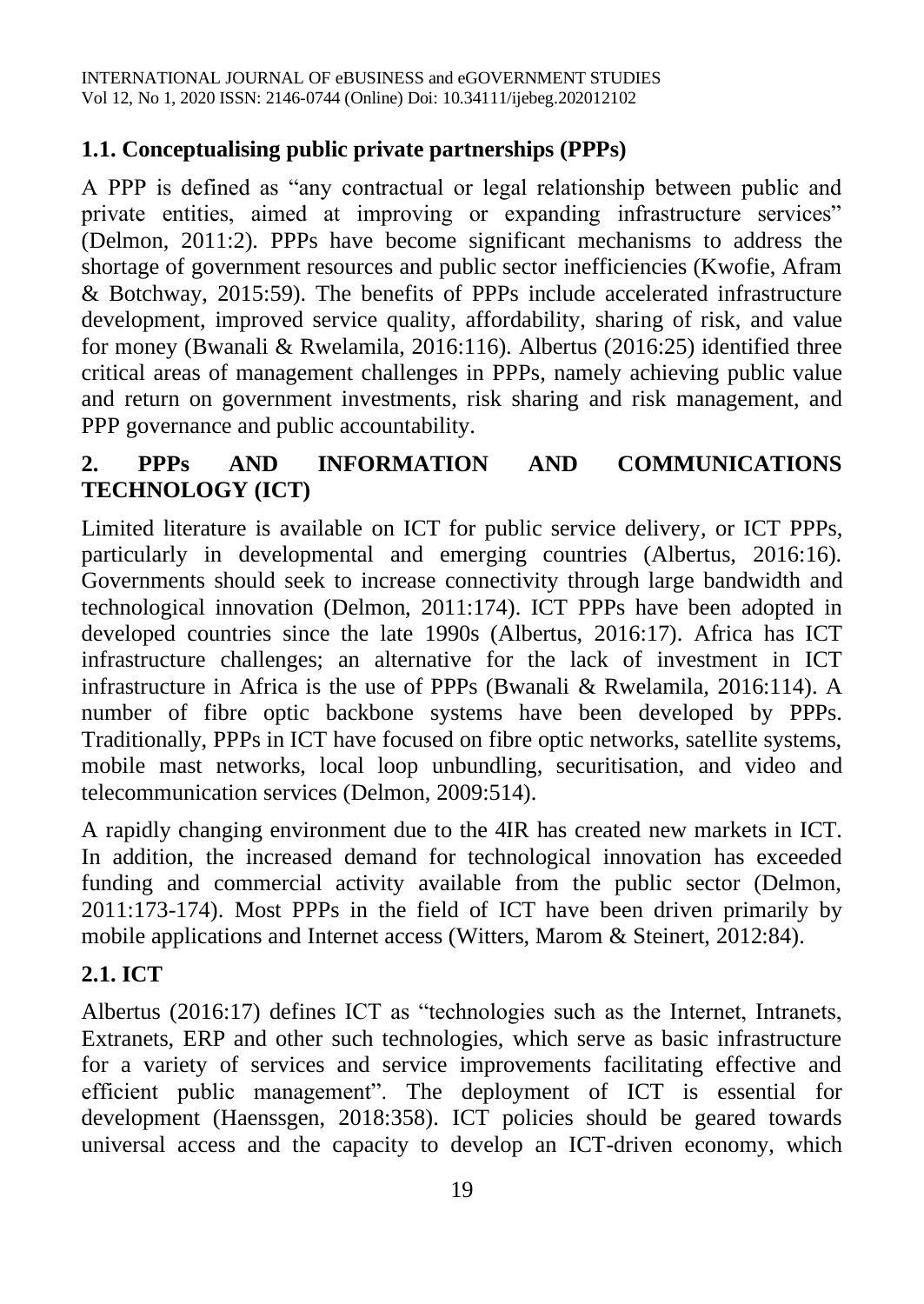### 1.1. Conceptualising public private partnerships (PPPs)

A PPP is defined as "any contractual or legal relationship between public and private entities, aimed at improving or expanding infrastructure services" (Delmon, 2011:2). PPPs have become significant mechanisms to address the shortage of government resources and public sector inefficiencies (Kwofie, Afram & Botchway, 2015:59). The benefits of PPPs include accelerated infrastructure development, improved service quality, affordability, sharing of risk, and value for money (Bwanali & Rwelamila, 2016:116). Albertus (2016:25) identified three critical areas of management challenges in PPPs, namely achieving public value and return on government investments, risk sharing and risk management, and PPP governance and public accountability.

## 2. PPPs AND INFORMATION AND COMMUNICATIONS TECHNOLOGY (ICT)

Limited literature is available on ICT for public service delivery, or ICT PPPs, particularly in developmental and emerging countries (Albertus, 2016:16). Governments should seek to increase connectivity through large bandwidth and technological innovation (Delmon, 2011:174). ICT PPPs have been adopted in developed countries since the late 1990s (Albertus, 2016:17). Africa has ICT infrastructure challenges; an alternative for the lack of investment in ICT infrastructure in Africa is the use of PPPs (Bwanali & Rwelamila, 2016:114). A number of fibre optic backbone systems have been developed by PPPs. Traditionally, PPPs in ICT have focused on fibre optic networks, satellite systems, mobile mast networks, local loop unbundling, securitisation, and video and telecommunication services (Delmon, 2009:514).

A rapidly changing environment due to the 4IR has created new markets in ICT. In addition, the increased demand for technological innovation has exceeded funding and commercial activity available from the public sector (Delmon, 2011:173-174). Most PPPs in the field of ICT have been driven primarily by mobile applications and Internet access (Witters, Marom & Steinert, 2012:84).

### 2.1. ICT

Albertus (2016:17) defines ICT as "technologies such as the Internet, Intranets, Extranets, ERP and other such technologies, which serve as basic infrastructure for a variety of services and service improvements facilitating effective and efficient public management". The deployment of ICT is essential for development (Haenssgen, 2018:358). ICT policies should be geared towards universal access and the capacity to develop an ICT-driven economy, which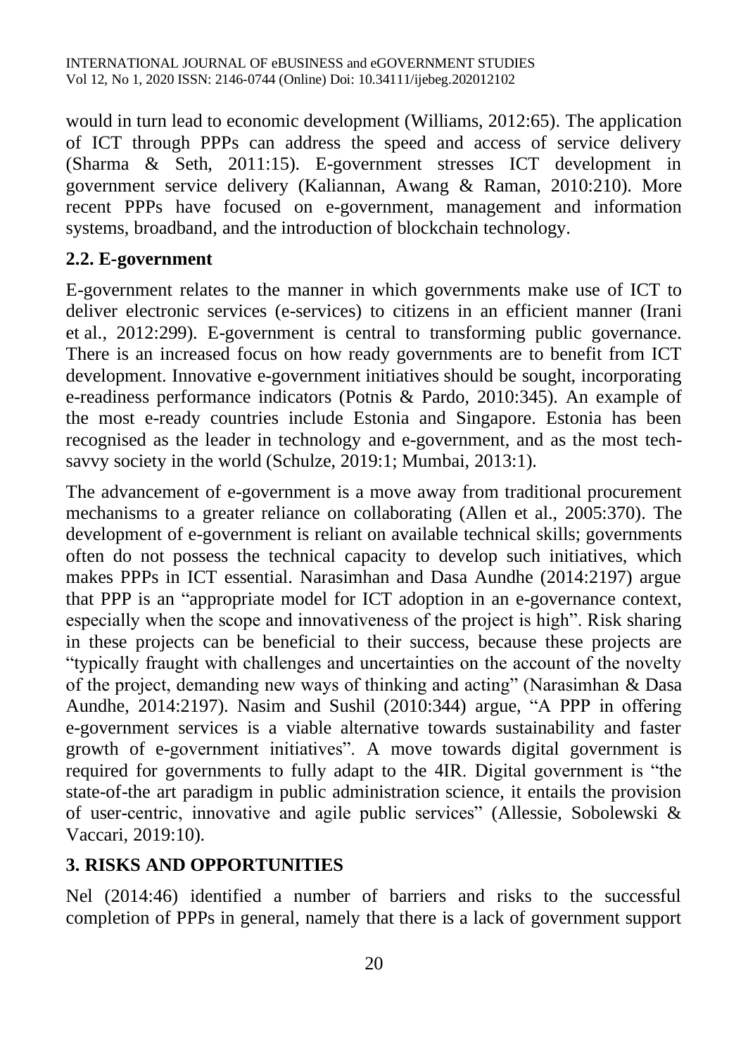would in turn lead to economic development (Williams, 2012:65). The application of ICT through PPPs can address the speed and access of service delivery (Sharma & Seth, 2011:15). E-government stresses ICT development in government service delivery (Kaliannan, Awang & Raman, 2010:210). More recent PPPs have focused on e-government, management and information systems, broadband, and the introduction of blockchain technology.

## 2.2. E-government

E-government relates to the manner in which governments make use of ICT to deliver electronic services (e-services) to citizens in an efficient manner (Irani et al., 2012:299). E-government is central to transforming public governance. There is an increased focus on how ready governments are to benefit from ICT development. Innovative e-government initiatives should be sought, incorporating e-readiness performance indicators (Potnis & Pardo, 2010:345). An example of the most e-ready countries include Estonia and Singapore. Estonia has been recognised as the leader in technology and e-government, and as the most tech-savvy society in the world (Schulze, 2019:1; Mumbai, 2013:1).

The advancement of e-government is a move away from traditional procurement mechanisms to a greater reliance on collaborating (Allen et al., 2005:370). The development of e-government is reliant on available technical skills; governments often do not possess the technical capacity to develop such initiatives, which makes PPPs in ICT essential. Narasimhan and Dasa Aundhe (2014:2197) argue that PPP is an "appropriate model for ICT adoption in an e-governance context, especially when the scope and innovativeness of the project is high". Risk sharing in these projects can be beneficial to their success, because these projects are "typically fraught with challenges and uncertainties on the account of the novelty of the project, demanding new ways of thinking and acting" (Narasimhan & Dasa Aundhe, 2014:2197). Nasim and Sushil (2010:344) argue, "A PPP in offering e-government services is a viable alternative towards sustainability and faster growth of e-government initiatives". A move towards digital government is required for governments to fully adapt to the 4IR. Digital government is "the state-of-the art paradigm in public administration science, it entails the provision of user-centric, innovative and agile public services" (Allessie, Sobolewski & Vaccari, 2019:10).

# 3. RISKS AND OPPORTUNITIES

Nel (2014:46) identified a number of barriers and risks to the successful completion of PPPs in general, namely that there is a lack of government support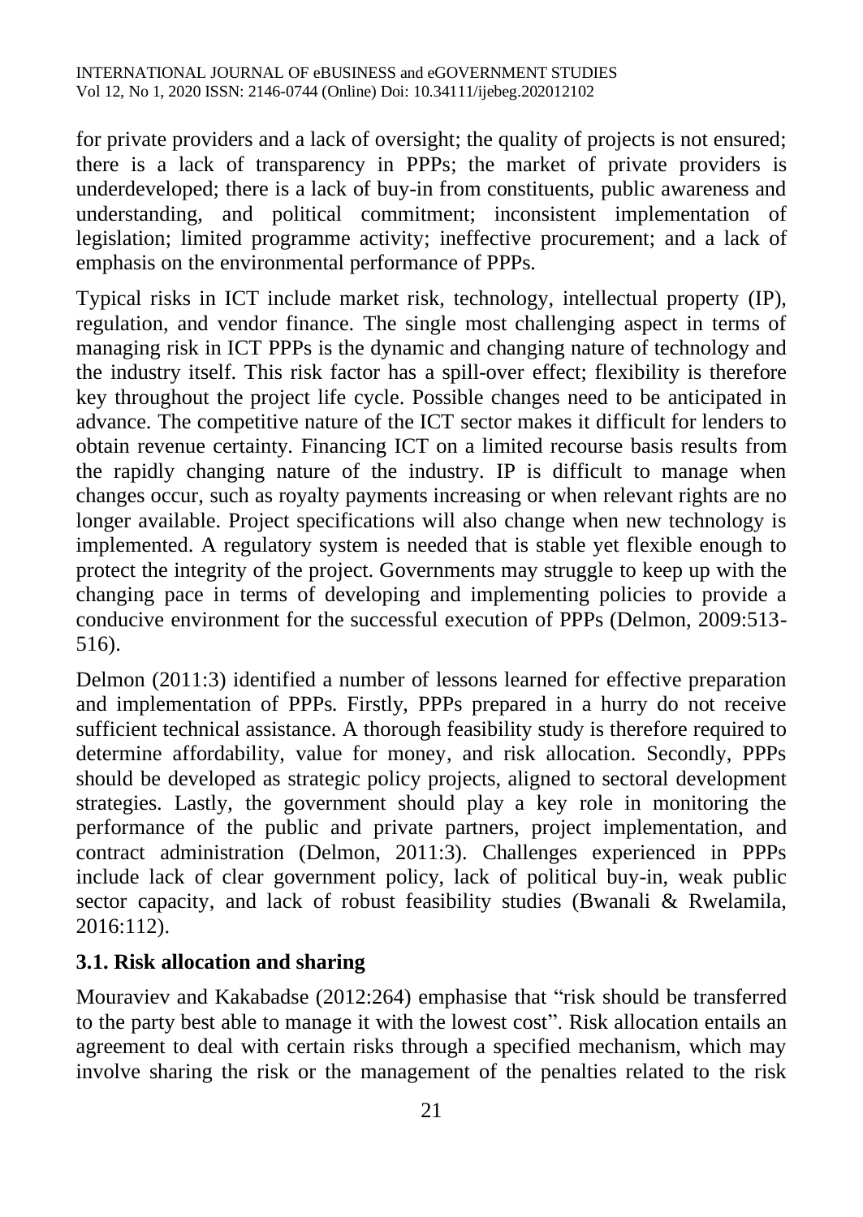for private providers and a lack of oversight; the quality of projects is not ensured; there is a lack of transparency in PPPs; the market of private providers is underdeveloped; there is a lack of buy-in from constituents, public awareness and understanding, and political commitment; inconsistent implementation of legislation; limited programme activity; ineffective procurement; and a lack of emphasis on the environmental performance of PPPs.

Typical risks in ICT include market risk, technology, intellectual property (IP), regulation, and vendor finance. The single most challenging aspect in terms of managing risk in ICT PPPs is the dynamic and changing nature of technology and the industry itself. This risk factor has a spill-over effect; flexibility is therefore key throughout the project life cycle. Possible changes need to be anticipated in advance. The competitive nature of the ICT sector makes it difficult for lenders to obtain revenue certainty. Financing ICT on a limited recourse basis results from the rapidly changing nature of the industry. IP is difficult to manage when changes occur, such as royalty payments increasing or when relevant rights are no longer available. Project specifications will also change when new technology is implemented. A regulatory system is needed that is stable yet flexible enough to protect the integrity of the project. Governments may struggle to keep up with the changing pace in terms of developing and implementing policies to provide a conducive environment for the successful execution of PPPs (Delmon, 2009:513-516).

Delmon (2011:3) identified a number of lessons learned for effective preparation and implementation of PPPs. Firstly, PPPs prepared in a hurry do not receive sufficient technical assistance. A thorough feasibility study is therefore required to determine affordability, value for money, and risk allocation. Secondly, PPPs should be developed as strategic policy projects, aligned to sectoral development strategies. Lastly, the government should play a key role in monitoring the performance of the public and private partners, project implementation, and contract administration (Delmon, 2011:3). Challenges experienced in PPPs include lack of clear government policy, lack of political buy-in, weak public sector capacity, and lack of robust feasibility studies (Bwanali & Rwelamila, 2016:112).

### 3.1. Risk allocation and sharing

Mouraviev and Kakabadse (2012:264) emphasise that "risk should be transferred to the party best able to manage it with the lowest cost". Risk allocation entails an agreement to deal with certain risks through a specified mechanism, which may involve sharing the risk or the management of the penalties related to the risk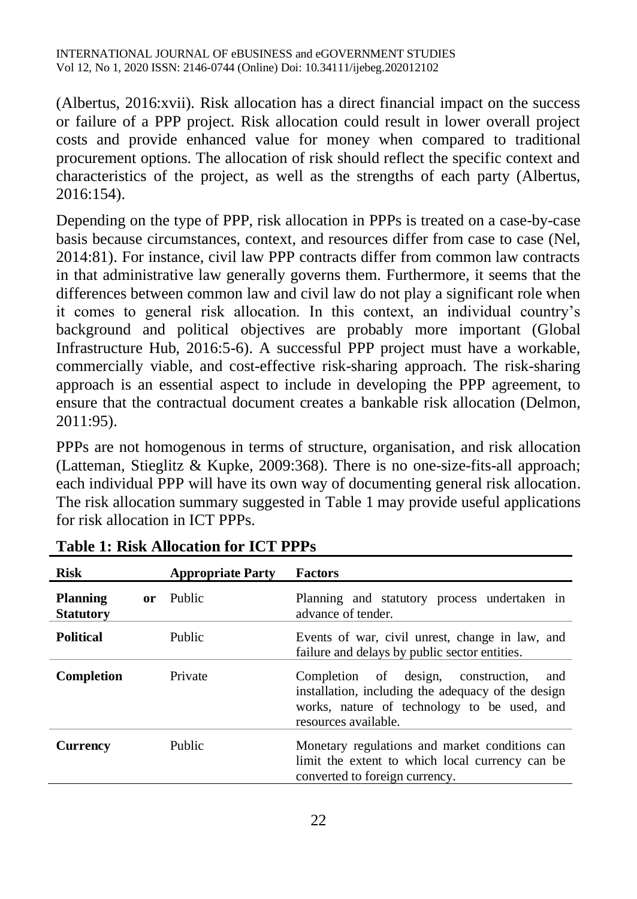(Albertus, 2016:xvii). Risk allocation has a direct financial impact on the success or failure of a PPP project. Risk allocation could result in lower overall project costs and provide enhanced value for money when compared to traditional procurement options. The allocation of risk should reflect the specific context and characteristics of the project, as well as the strengths of each party (Albertus, 2016:154).

Depending on the type of PPP, risk allocation in PPPs is treated on a case-by-case basis because circumstances, context, and resources differ from case to case (Nel, 2014:81). For instance, civil law PPP contracts differ from common law contracts in that administrative law generally governs them. Furthermore, it seems that the differences between common law and civil law do not play a significant role when it comes to general risk allocation. In this context, an individual country's background and political objectives are probably more important (Global Infrastructure Hub, 2016:5-6). A successful PPP project must have a workable, commercially viable, and cost-effective risk-sharing approach. The risk-sharing approach is an essential aspect to include in developing the PPP agreement, to ensure that the contractual document creates a bankable risk allocation (Delmon, 2011:95).

PPPs are not homogenous in terms of structure, organisation, and risk allocation (Latteman, Stieglitz & Kupke, 2009:368). There is no one-size-fits-all approach; each individual PPP will have its own way of documenting general risk allocation. The risk allocation summary suggested in Table 1 may provide useful applications for risk allocation in ICT PPPs.

**Table 1: Risk Allocation for ICT PPPs**

| Risk | Appropriate Party | Factors |
|---|---|---|
| **Planning or Statutory** | Public | Planning and statutory process undertaken in advance of tender. |
| **Political** | Public | Events of war, civil unrest, change in law, and failure and delays by public sector entities. |
| **Completion** | Private | Completion of design, construction, and installation, including the adequacy of the design works, nature of technology to be used, and resources available. |
| **Currency** | Public | Monetary regulations and market conditions can limit the extent to which local currency can be converted to foreign currency. |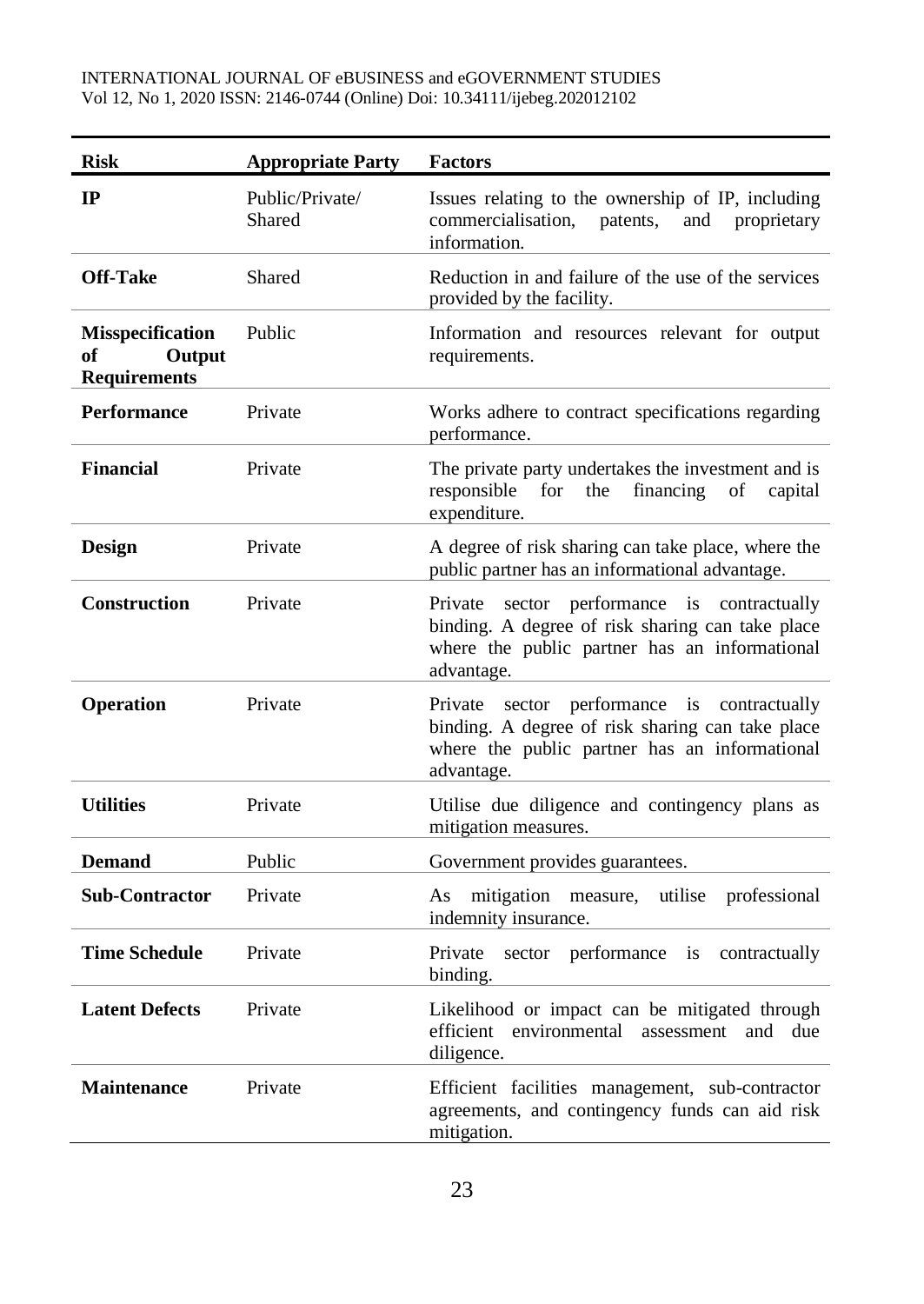| Risk | Appropriate Party | Factors |
|---|---|---|
| **IP** | Public/Private/ Shared | Issues relating to the ownership of IP, including commercialisation, patents, and proprietary information. |
| **Off-Take** | Shared | Reduction in and failure of the use of the services provided by the facility. |
| **Misspecification of Output Requirements** | Public | Information and resources relevant for output requirements. |
| **Performance** | Private | Works adhere to contract specifications regarding performance. |
| **Financial** | Private | The private party undertakes the investment and is responsible for the financing of capital expenditure. |
| **Design** | Private | A degree of risk sharing can take place, where the public partner has an informational advantage. |
| **Construction** | Private | Private sector performance is contractually binding. A degree of risk sharing can take place where the public partner has an informational advantage. |
| **Operation** | Private | Private sector performance is contractually binding. A degree of risk sharing can take place where the public partner has an informational advantage. |
| **Utilities** | Private | Utilise due diligence and contingency plans as mitigation measures. |
| **Demand** | Public | Government provides guarantees. |
| **Sub-Contractor** | Private | As mitigation measure, utilise professional indemnity insurance. |
| **Time Schedule** | Private | Private sector performance is contractually binding. |
| **Latent Defects** | Private | Likelihood or impact can be mitigated through efficient environmental assessment and due diligence. |
| **Maintenance** | Private | Efficient facilities management, sub-contractor agreements, and contingency funds can aid risk mitigation. |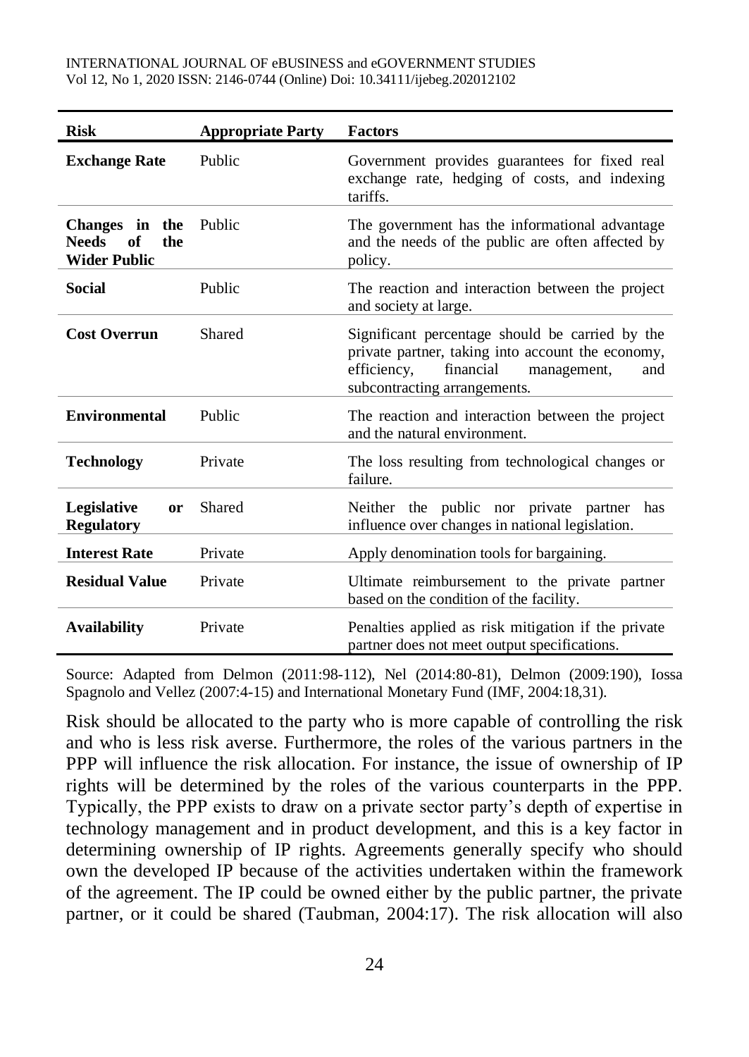| **Risk** | **Appropriate Party** | **Factors** |
|---|---|---|
| **Exchange Rate** | Public | Government provides guarantees for fixed real exchange rate, hedging of costs, and indexing tariffs. |
| **Changes in the Needs of the Wider Public** | Public | The government has the informational advantage and the needs of the public are often affected by policy. |
| **Social** | Public | The reaction and interaction between the project and society at large. |
| **Cost Overrun** | Shared | Significant percentage should be carried by the private partner, taking into account the economy, efficiency, financial management, and subcontracting arrangements. |
| **Environmental** | Public | The reaction and interaction between the project and the natural environment. |
| **Technology** | Private | The loss resulting from technological changes or failure. |
| **Legislative or Regulatory** | Shared | Neither the public nor private partner has influence over changes in national legislation. |
| **Interest Rate** | Private | Apply denomination tools for bargaining. |
| **Residual Value** | Private | Ultimate reimbursement to the private partner based on the condition of the facility. |
| **Availability** | Private | Penalties applied as risk mitigation if the private partner does not meet output specifications. |

Source: Adapted from Delmon (2011:98-112), Nel (2014:80-81), Delmon (2009:190), Iossa Spagnolo and Vellez (2007:4-15) and International Monetary Fund (IMF, 2004:18,31).

Risk should be allocated to the party who is more capable of controlling the risk and who is less risk averse. Furthermore, the roles of the various partners in the PPP will influence the risk allocation. For instance, the issue of ownership of IP rights will be determined by the roles of the various counterparts in the PPP. Typically, the PPP exists to draw on a private sector party's depth of expertise in technology management and in product development, and this is a key factor in determining ownership of IP rights. Agreements generally specify who should own the developed IP because of the activities undertaken within the framework of the agreement. The IP could be owned either by the public partner, the private partner, or it could be shared (Taubman, 2004:17). The risk allocation will also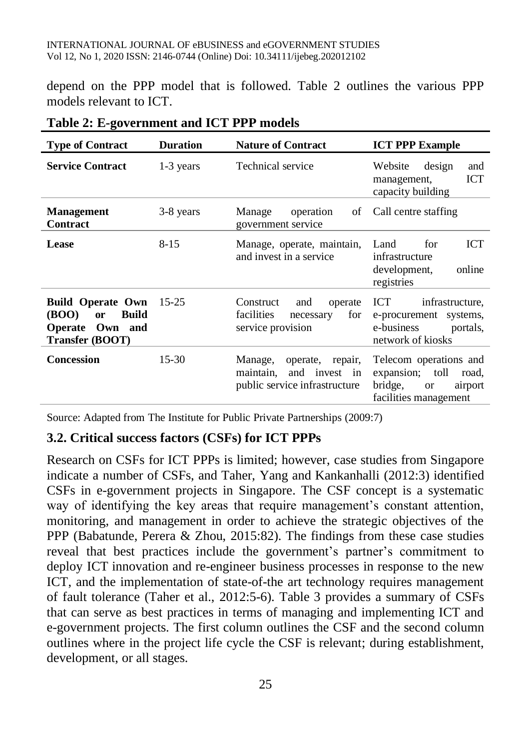depend on the PPP model that is followed. Table 2 outlines the various PPP models relevant to ICT.

**Table 2: E-government and ICT PPP models**

| Type of Contract | Duration | Nature of Contract | ICT PPP Example |
|---|---|---|---|
| **Service Contract** | 1-3 years | Technical service | Website design and management, ICT capacity building |
| **Management Contract** | 3-8 years | Manage operation of government service | Call centre staffing |
| **Lease** | 8-15 | Manage, operate, maintain, and invest in a service | Land for ICT infrastructure development, online registries |
| **Build Operate Own (BOO) or Build Operate Own and Transfer (BOOT)** | 15-25 | Construct and operate facilities necessary for service provision | ICT infrastructure, e-procurement systems, e-business portals, network of kiosks |
| **Concession** | 15-30 | Manage, operate, repair, maintain, and invest in public service infrastructure | Telecom operations and expansion; toll road, bridge, or airport facilities management |

Source: Adapted from The Institute for Public Private Partnerships (2009:7)

### 3.2. Critical success factors (CSFs) for ICT PPPs

Research on CSFs for ICT PPPs is limited; however, case studies from Singapore indicate a number of CSFs, and Taher, Yang and Kankanhalli (2012:3) identified CSFs in e-government projects in Singapore. The CSF concept is a systematic way of identifying the key areas that require management's constant attention, monitoring, and management in order to achieve the strategic objectives of the PPP (Babatunde, Perera & Zhou, 2015:82). The findings from these case studies reveal that best practices include the government's partner's commitment to deploy ICT innovation and re-engineer business processes in response to the new ICT, and the implementation of state-of-the art technology requires management of fault tolerance (Taher et al., 2012:5-6). Table 3 provides a summary of CSFs that can serve as best practices in terms of managing and implementing ICT and e-government projects. The first column outlines the CSF and the second column outlines where in the project life cycle the CSF is relevant; during establishment, development, or all stages.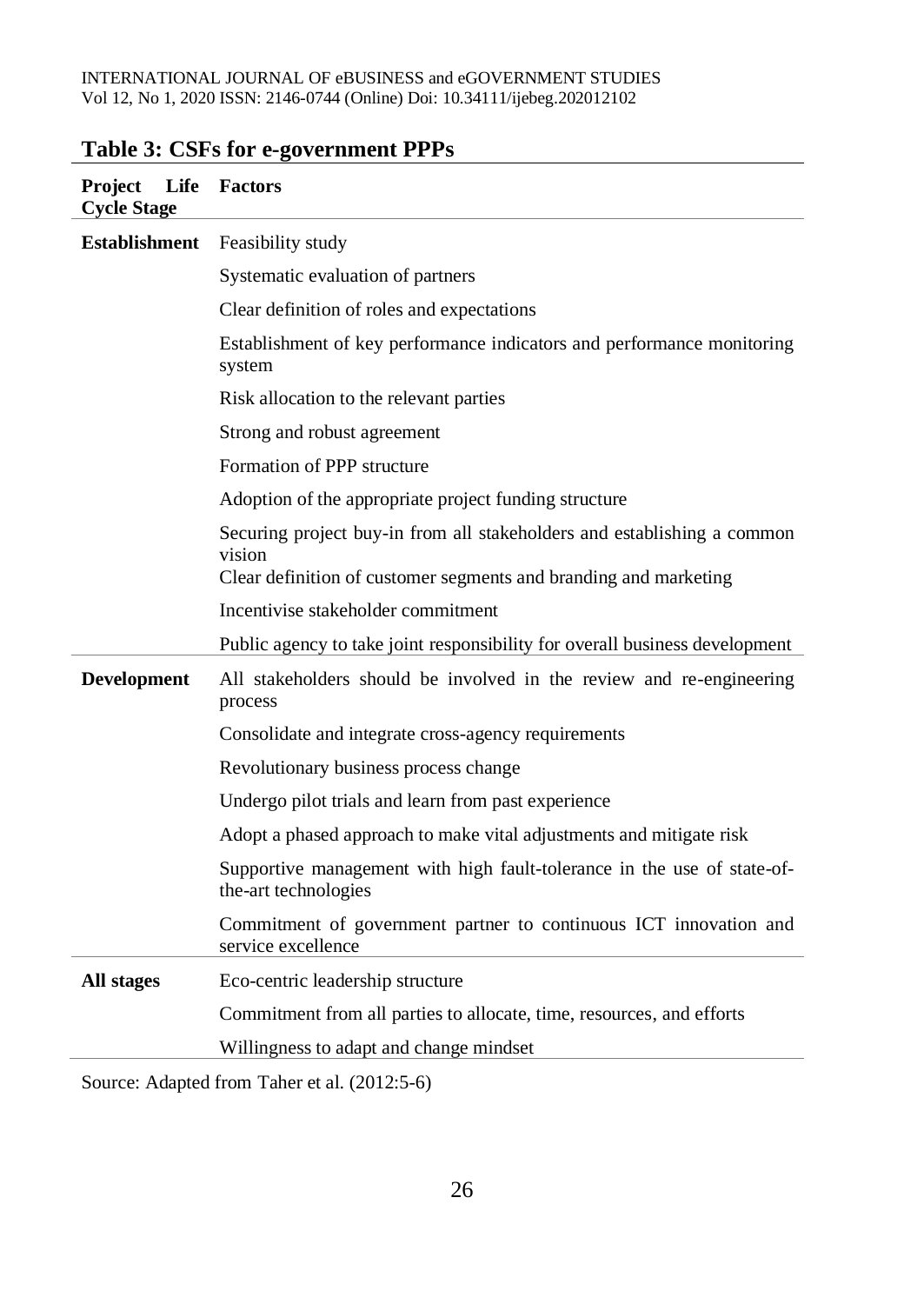**Table 3: CSFs for e-government PPPs**

| Project Life Cycle Stage | Factors |
|---|---|
| **Establishment** | Feasibility study |
| | Systematic evaluation of partners |
| | Clear definition of roles and expectations |
| | Establishment of key performance indicators and performance monitoring system |
| | Risk allocation to the relevant parties |
| | Strong and robust agreement |
| | Formation of PPP structure |
| | Adoption of the appropriate project funding structure |
| | Securing project buy-in from all stakeholders and establishing a common vision |
| | Clear definition of customer segments and branding and marketing |
| | Incentivise stakeholder commitment |
| | Public agency to take joint responsibility for overall business development |
| **Development** | All stakeholders should be involved in the review and re-engineering process |
| | Consolidate and integrate cross-agency requirements |
| | Revolutionary business process change |
| | Undergo pilot trials and learn from past experience |
| | Adopt a phased approach to make vital adjustments and mitigate risk |
| | Supportive management with high fault-tolerance in the use of state-of-the-art technologies |
| | Commitment of government partner to continuous ICT innovation and service excellence |
| **All stages** | Eco-centric leadership structure |
| | Commitment from all parties to allocate, time, resources, and efforts |
| | Willingness to adapt and change mindset |

Source: Adapted from Taher et al. (2012:5-6)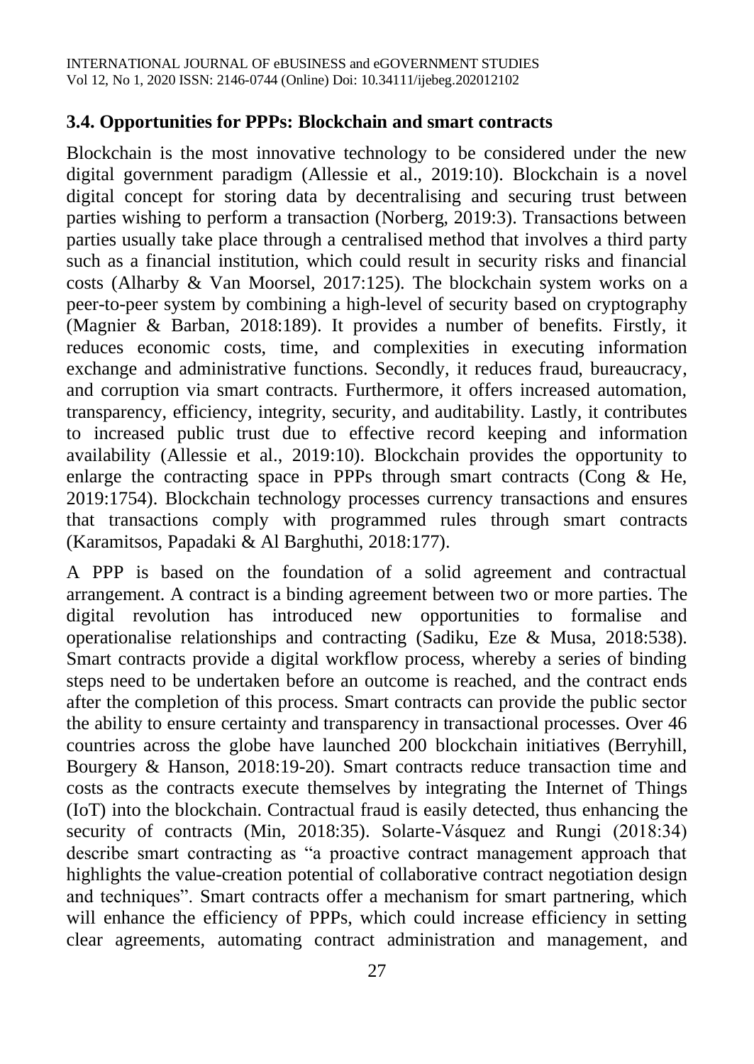### 3.4. Opportunities for PPPs: Blockchain and smart contracts

Blockchain is the most innovative technology to be considered under the new digital government paradigm (Allessie et al., 2019:10). Blockchain is a novel digital concept for storing data by decentralising and securing trust between parties wishing to perform a transaction (Norberg, 2019:3). Transactions between parties usually take place through a centralised method that involves a third party such as a financial institution, which could result in security risks and financial costs (Alharby & Van Moorsel, 2017:125). The blockchain system works on a peer-to-peer system by combining a high-level of security based on cryptography (Magnier & Barban, 2018:189). It provides a number of benefits. Firstly, it reduces economic costs, time, and complexities in executing information exchange and administrative functions. Secondly, it reduces fraud, bureaucracy, and corruption via smart contracts. Furthermore, it offers increased automation, transparency, efficiency, integrity, security, and auditability. Lastly, it contributes to increased public trust due to effective record keeping and information availability (Allessie et al., 2019:10). Blockchain provides the opportunity to enlarge the contracting space in PPPs through smart contracts (Cong & He, 2019:1754). Blockchain technology processes currency transactions and ensures that transactions comply with programmed rules through smart contracts (Karamitsos, Papadaki & Al Barghuthi, 2018:177).

A PPP is based on the foundation of a solid agreement and contractual arrangement. A contract is a binding agreement between two or more parties. The digital revolution has introduced new opportunities to formalise and operationalise relationships and contracting (Sadiku, Eze & Musa, 2018:538). Smart contracts provide a digital workflow process, whereby a series of binding steps need to be undertaken before an outcome is reached, and the contract ends after the completion of this process. Smart contracts can provide the public sector the ability to ensure certainty and transparency in transactional processes. Over 46 countries across the globe have launched 200 blockchain initiatives (Berryhill, Bourgery & Hanson, 2018:19-20). Smart contracts reduce transaction time and costs as the contracts execute themselves by integrating the Internet of Things (IoT) into the blockchain. Contractual fraud is easily detected, thus enhancing the security of contracts (Min, 2018:35). Solarte-Vásquez and Rungi (2018:34) describe smart contracting as "a proactive contract management approach that highlights the value-creation potential of collaborative contract negotiation design and techniques". Smart contracts offer a mechanism for smart partnering, which will enhance the efficiency of PPPs, which could increase efficiency in setting clear agreements, automating contract administration and management, and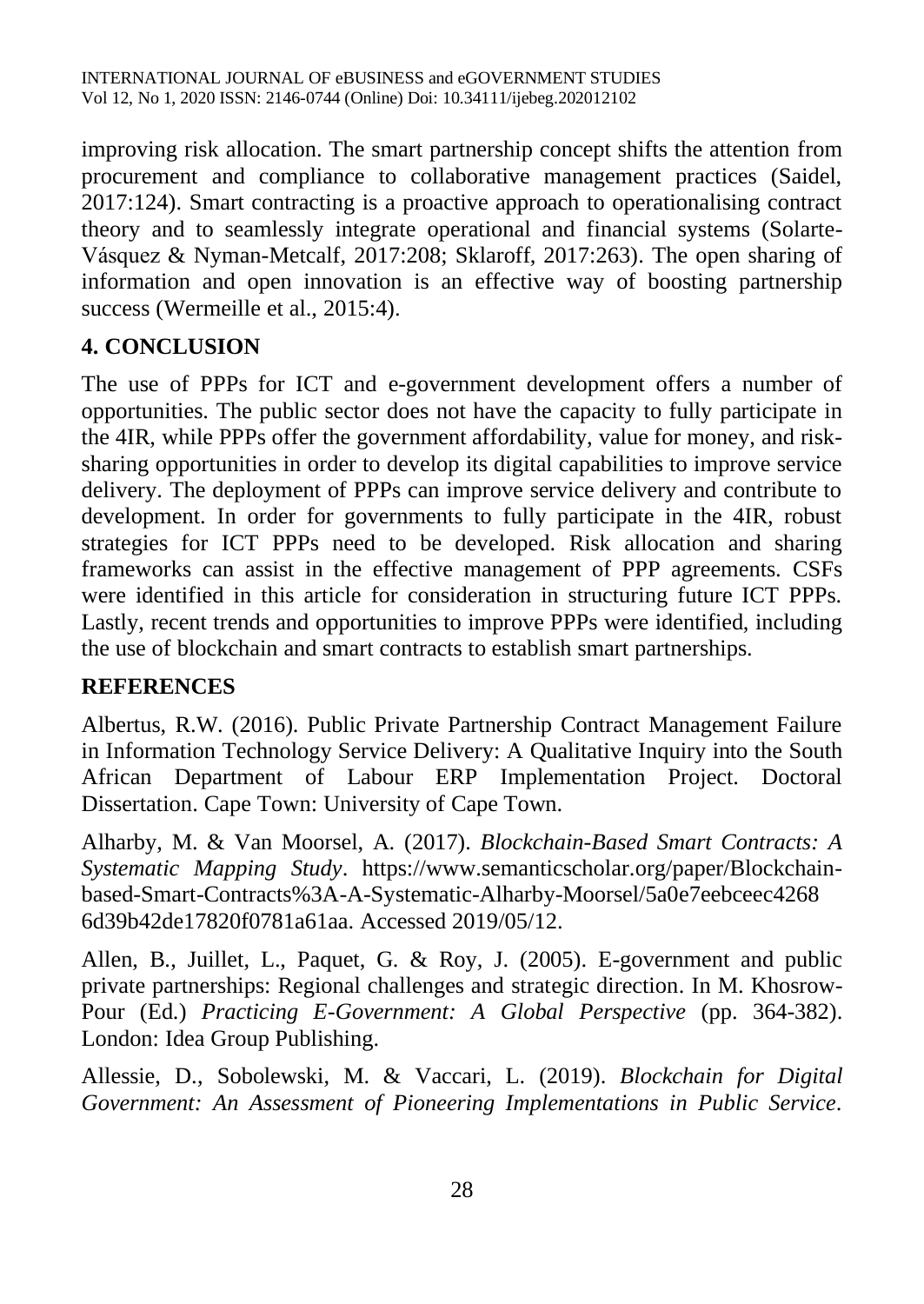improving risk allocation. The smart partnership concept shifts the attention from procurement and compliance to collaborative management practices (Saidel, 2017:124). Smart contracting is a proactive approach to operationalising contract theory and to seamlessly integrate operational and financial systems (Solarte-Vásquez & Nyman-Metcalf, 2017:208; Sklaroff, 2017:263). The open sharing of information and open innovation is an effective way of boosting partnership success (Wermeille et al., 2015:4).

## 4. CONCLUSION

The use of PPPs for ICT and e-government development offers a number of opportunities. The public sector does not have the capacity to fully participate in the 4IR, while PPPs offer the government affordability, value for money, and risk-sharing opportunities in order to develop its digital capabilities to improve service delivery. The deployment of PPPs can improve service delivery and contribute to development. In order for governments to fully participate in the 4IR, robust strategies for ICT PPPs need to be developed. Risk allocation and sharing frameworks can assist in the effective management of PPP agreements. CSFs were identified in this article for consideration in structuring future ICT PPPs. Lastly, recent trends and opportunities to improve PPPs were identified, including the use of blockchain and smart contracts to establish smart partnerships.

## REFERENCES

Albertus, R.W. (2016). Public Private Partnership Contract Management Failure in Information Technology Service Delivery: A Qualitative Inquiry into the South African Department of Labour ERP Implementation Project. Doctoral Dissertation. Cape Town: University of Cape Town.

Alharby, M. & Van Moorsel, A. (2017). *Blockchain-Based Smart Contracts: A Systematic Mapping Study*. https://www.semanticscholar.org/paper/Blockchain-based-Smart-Contracts%3A-A-Systematic-Alharby-Moorsel/5a0e7eebceec4268 6d39b42de17820f0781a61aa. Accessed 2019/05/12.

Allen, B., Juillet, L., Paquet, G. & Roy, J. (2005). E-government and public private partnerships: Regional challenges and strategic direction. In M. Khosrow-Pour (Ed.) *Practicing E-Government: A Global Perspective* (pp. 364-382). London: Idea Group Publishing.

Allessie, D., Sobolewski, M. & Vaccari, L. (2019). *Blockchain for Digital Government: An Assessment of Pioneering Implementations in Public Service*.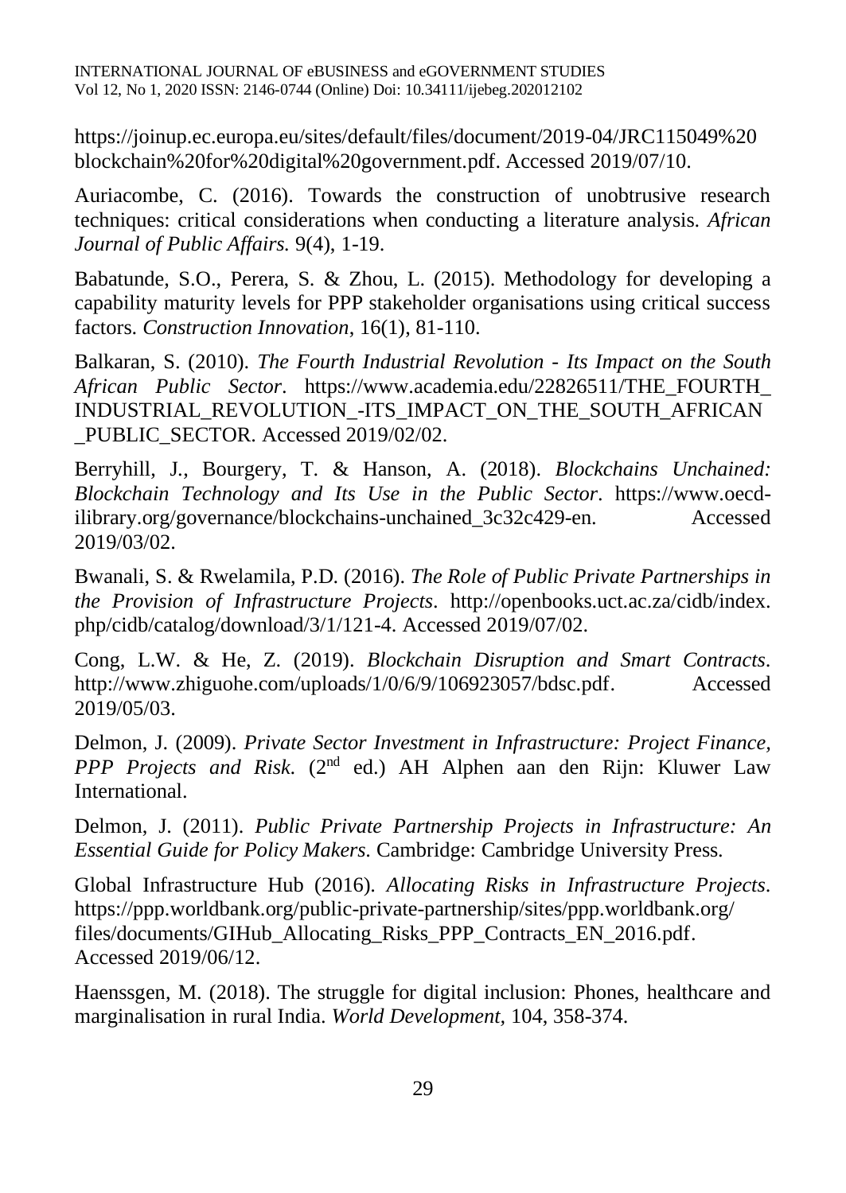https://joinup.ec.europa.eu/sites/default/files/document/2019-04/JRC115049%20blockchain%20for%20digital%20government.pdf. Accessed 2019/07/10.

Auriacombe, C. (2016). Towards the construction of unobtrusive research techniques: critical considerations when conducting a literature analysis. *African Journal of Public Affairs.* 9(4), 1-19.

Babatunde, S.O., Perera, S. & Zhou, L. (2015). Methodology for developing a capability maturity levels for PPP stakeholder organisations using critical success factors. *Construction Innovation,* 16(1), 81-110.

Balkaran, S. (2010). *The Fourth Industrial Revolution - Its Impact on the South African Public Sector*. https://www.academia.edu/22826511/THE_FOURTH_INDUSTRIAL_REVOLUTION_-ITS_IMPACT_ON_THE_SOUTH_AFRICAN_PUBLIC_SECTOR. Accessed 2019/02/02.

Berryhill, J., Bourgery, T. & Hanson, A. (2018). *Blockchains Unchained: Blockchain Technology and Its Use in the Public Sector*. https://www.oecd-ilibrary.org/governance/blockchains-unchained_3c32c429-en. Accessed 2019/03/02.

Bwanali, S. & Rwelamila, P.D. (2016). *The Role of Public Private Partnerships in the Provision of Infrastructure Projects*. http://openbooks.uct.ac.za/cidb/index.php/cidb/catalog/download/3/1/121-4. Accessed 2019/07/02.

Cong, L.W. & He, Z. (2019). *Blockchain Disruption and Smart Contracts*. http://www.zhiguohe.com/uploads/1/0/6/9/106923057/bdsc.pdf. Accessed 2019/05/03.

Delmon, J. (2009). *Private Sector Investment in Infrastructure: Project Finance, PPP Projects and Risk.* (2nd ed.) AH Alphen aan den Rijn: Kluwer Law International.

Delmon, J. (2011). *Public Private Partnership Projects in Infrastructure: An Essential Guide for Policy Makers.* Cambridge: Cambridge University Press.

Global Infrastructure Hub (2016). *Allocating Risks in Infrastructure Projects*. https://ppp.worldbank.org/public-private-partnership/sites/ppp.worldbank.org/files/documents/GIHub_Allocating_Risks_PPP_Contracts_EN_2016.pdf. Accessed 2019/06/12.

Haenssgen, M. (2018). The struggle for digital inclusion: Phones, healthcare and marginalisation in rural India. *World Development,* 104, 358-374.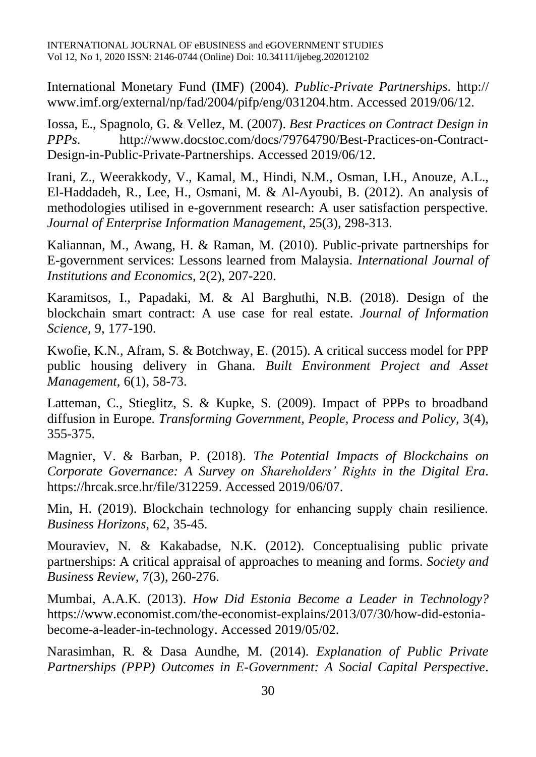International Monetary Fund (IMF) (2004). *Public-Private Partnerships*. http:// www.imf.org/external/np/fad/2004/pifp/eng/031204.htm. Accessed 2019/06/12.

Iossa, E., Spagnolo, G. & Vellez, M. (2007). *Best Practices on Contract Design in PPPs*. http://www.docstoc.com/docs/79764790/Best-Practices-on-Contract-Design-in-Public-Private-Partnerships. Accessed 2019/06/12.

Irani, Z., Weerakkody, V., Kamal, M., Hindi, N.M., Osman, I.H., Anouze, A.L., El-Haddadeh, R., Lee, H., Osmani, M. & Al-Ayoubi, B. (2012). An analysis of methodologies utilised in e-government research: A user satisfaction perspective. *Journal of Enterprise Information Management*, 25(3), 298-313.

Kaliannan, M., Awang, H. & Raman, M. (2010). Public-private partnerships for E-government services: Lessons learned from Malaysia. *International Journal of Institutions and Economics*, 2(2), 207-220.

Karamitsos, I., Papadaki, M. & Al Barghuthi, N.B. (2018). Design of the blockchain smart contract: A use case for real estate. *Journal of Information Science*, 9, 177-190.

Kwofie, K.N., Afram, S. & Botchway, E. (2015). A critical success model for PPP public housing delivery in Ghana. *Built Environment Project and Asset Management*, 6(1), 58-73.

Latteman, C., Stieglitz, S. & Kupke, S. (2009). Impact of PPPs to broadband diffusion in Europe. *Transforming Government, People, Process and Policy*, 3(4), 355-375.

Magnier, V. & Barban, P. (2018). *The Potential Impacts of Blockchains on Corporate Governance: A Survey on Shareholders' Rights in the Digital Era*. https://hrcak.srce.hr/file/312259. Accessed 2019/06/07.

Min, H. (2019). Blockchain technology for enhancing supply chain resilience. *Business Horizons*, 62, 35-45.

Mouraviev, N. & Kakabadse, N.K. (2012). Conceptualising public private partnerships: A critical appraisal of approaches to meaning and forms. *Society and Business Review*, 7(3), 260-276.

Mumbai, A.A.K. (2013). *How Did Estonia Become a Leader in Technology?* https://www.economist.com/the-economist-explains/2013/07/30/how-did-estonia-become-a-leader-in-technology. Accessed 2019/05/02.

Narasimhan, R. & Dasa Aundhe, M. (2014). *Explanation of Public Private Partnerships (PPP) Outcomes in E-Government: A Social Capital Perspective*.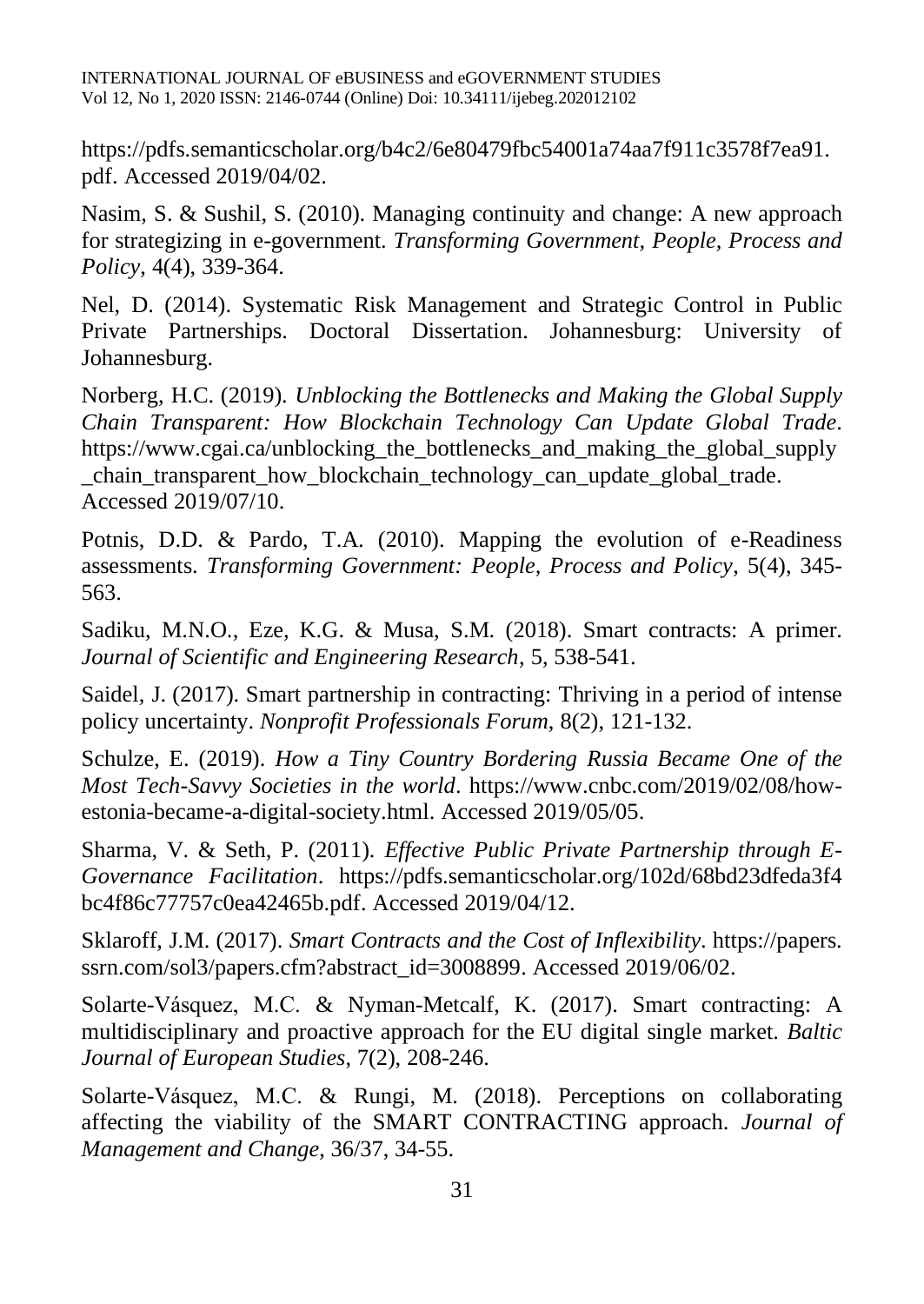https://pdfs.semanticscholar.org/b4c2/6e80479fbc54001a74aa7f911c3578f7ea91.pdf. Accessed 2019/04/02.

Nasim, S. & Sushil, S. (2010). Managing continuity and change: A new approach for strategizing in e-government. *Transforming Government, People, Process and Policy*, 4(4), 339-364.

Nel, D. (2014). Systematic Risk Management and Strategic Control in Public Private Partnerships. Doctoral Dissertation. Johannesburg: University of Johannesburg.

Norberg, H.C. (2019). *Unblocking the Bottlenecks and Making the Global Supply Chain Transparent: How Blockchain Technology Can Update Global Trade*. https://www.cgai.ca/unblocking_the_bottlenecks_and_making_the_global_supply_chain_transparent_how_blockchain_technology_can_update_global_trade. Accessed 2019/07/10.

Potnis, D.D. & Pardo, T.A. (2010). Mapping the evolution of e-Readiness assessments. *Transforming Government: People, Process and Policy*, 5(4), 345-563.

Sadiku, M.N.O., Eze, K.G. & Musa, S.M. (2018). Smart contracts: A primer. *Journal of Scientific and Engineering Research*, 5, 538-541.

Saidel, J. (2017). Smart partnership in contracting: Thriving in a period of intense policy uncertainty. *Nonprofit Professionals Forum*, 8(2), 121-132.

Schulze, E. (2019). *How a Tiny Country Bordering Russia Became One of the Most Tech-Savvy Societies in the world*. https://www.cnbc.com/2019/02/08/how-estonia-became-a-digital-society.html. Accessed 2019/05/05.

Sharma, V. & Seth, P. (2011). *Effective Public Private Partnership through E-Governance Facilitation*. https://pdfs.semanticscholar.org/102d/68bd23dfeda3f4bc4f86c77757c0ea42465b.pdf. Accessed 2019/04/12.

Sklaroff, J.M. (2017). *Smart Contracts and the Cost of Inflexibility*. https://papers.ssrn.com/sol3/papers.cfm?abstract_id=3008899. Accessed 2019/06/02.

Solarte-Vásquez, M.C. & Nyman-Metcalf, K. (2017). Smart contracting: A multidisciplinary and proactive approach for the EU digital single market. *Baltic Journal of European Studies*, 7(2), 208-246.

Solarte-Vásquez, M.C. & Rungi, M. (2018). Perceptions on collaborating affecting the viability of the SMART CONTRACTING approach. *Journal of Management and Change*, 36/37, 34-55.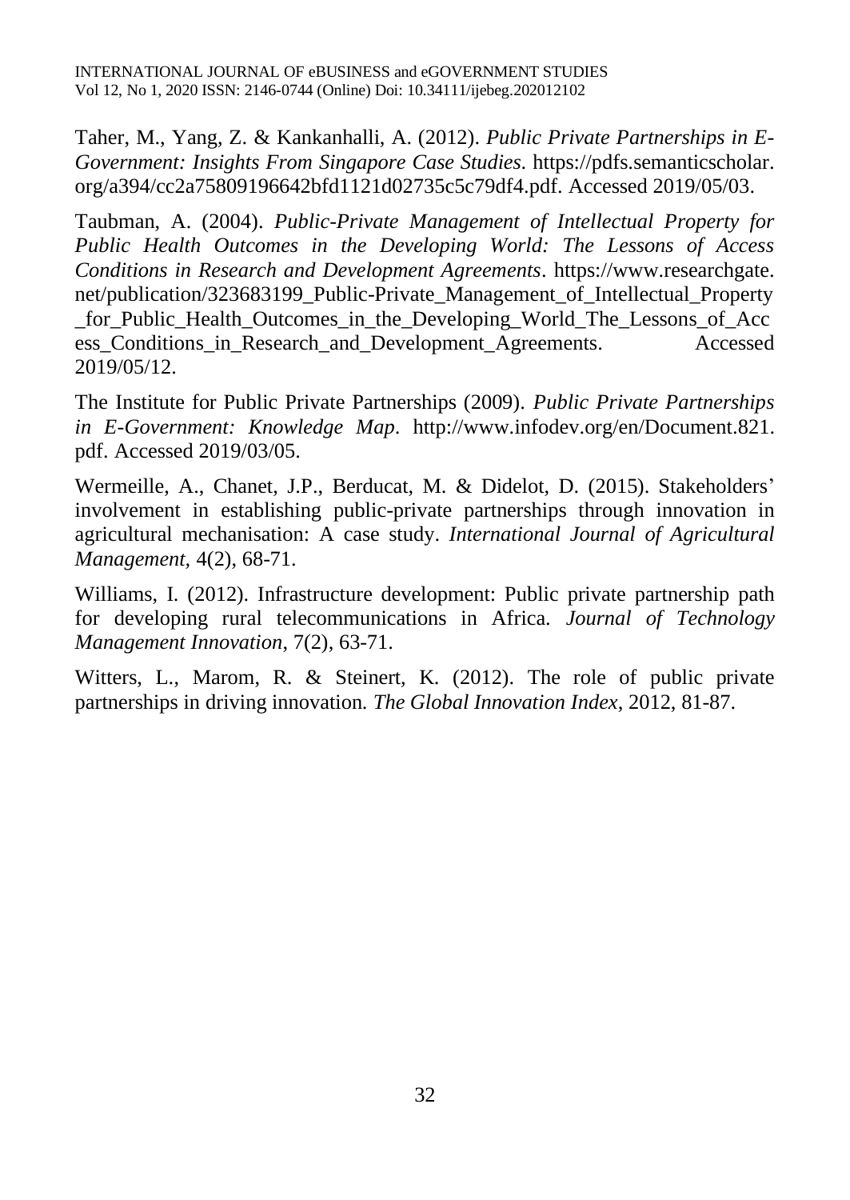Taher, M., Yang, Z. & Kankanhalli, A. (2012). *Public Private Partnerships in E-Government: Insights From Singapore Case Studies*. https://pdfs.semanticscholar.org/a394/cc2a75809196642bfd1121d02735c5c79df4.pdf. Accessed 2019/05/03.

Taubman, A. (2004). *Public-Private Management of Intellectual Property for Public Health Outcomes in the Developing World: The Lessons of Access Conditions in Research and Development Agreements*. https://www.researchgate.net/publication/323683199_Public-Private_Management_of_Intellectual_Property_for_Public_Health_Outcomes_in_the_Developing_World_The_Lessons_of_Access_Conditions_in_Research_and_Development_Agreements. Accessed 2019/05/12.

The Institute for Public Private Partnerships (2009). *Public Private Partnerships in E-Government: Knowledge Map*. http://www.infodev.org/en/Document.821.pdf. Accessed 2019/03/05.

Wermeille, A., Chanet, J.P., Berducat, M. & Didelot, D. (2015). Stakeholders' involvement in establishing public-private partnerships through innovation in agricultural mechanisation: A case study. *International Journal of Agricultural Management*, 4(2), 68-71.

Williams, I. (2012). Infrastructure development: Public private partnership path for developing rural telecommunications in Africa. *Journal of Technology Management Innovation*, 7(2), 63-71.

Witters, L., Marom, R. & Steinert, K. (2012). The role of public private partnerships in driving innovation. *The Global Innovation Index*, 2012, 81-87.